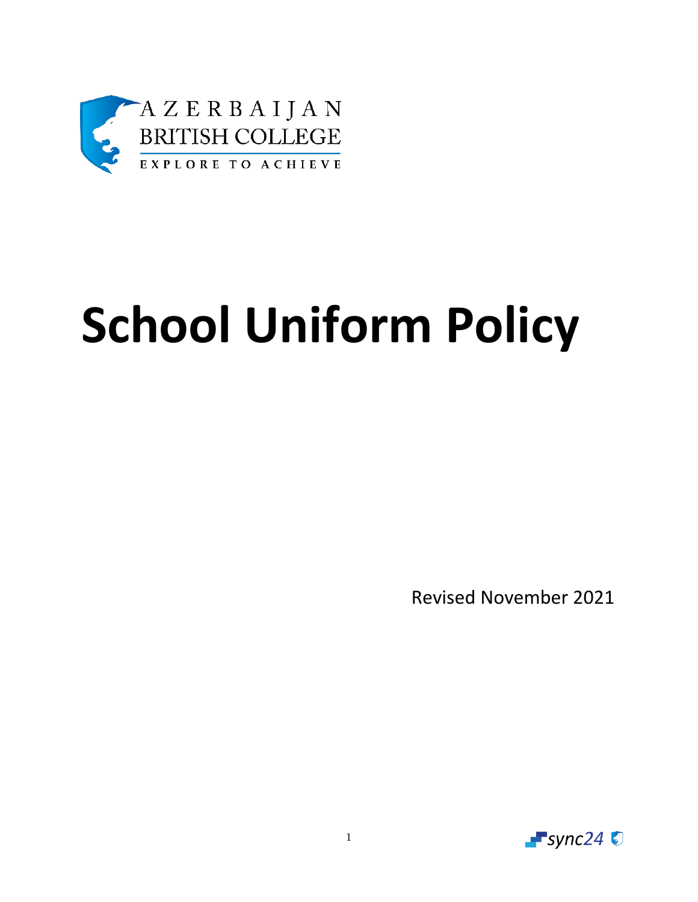AZERBAIJAN BRITISH COLLEGE

EXPLORE TO ACHIEVE

# School Uniform Policy

Revised November 2021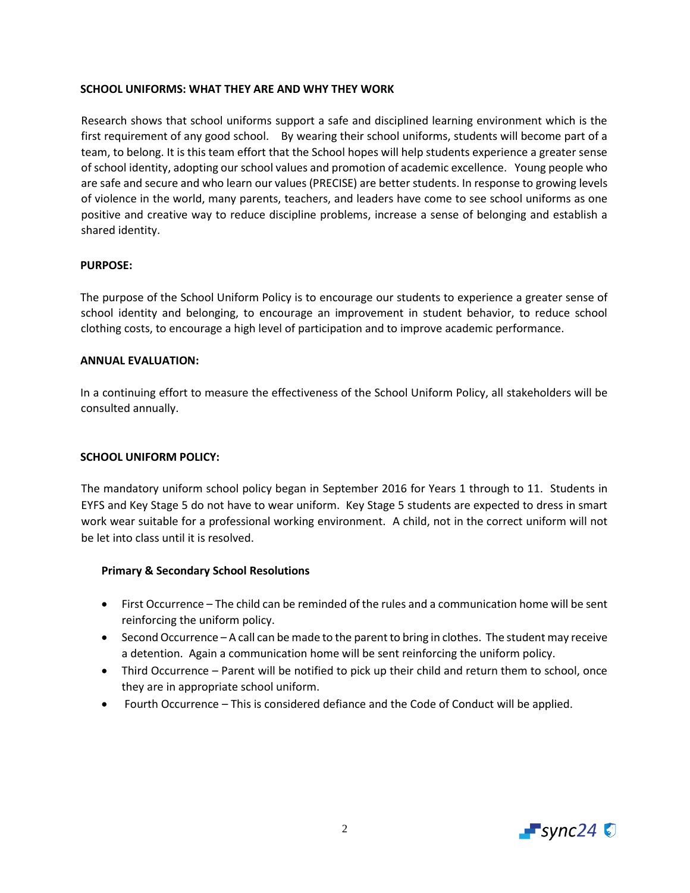**SCHOOL UNIFORMS: WHAT THEY ARE AND WHY THEY WORK**

Research shows that school uniforms support a safe and disciplined learning environment which is the first requirement of any good school. By wearing their school uniforms, students will become part of a team, to belong. It is this team effort that the School hopes will help students experience a greater sense of school identity, adopting our school values and promotion of academic excellence. Young people who are safe and secure and who learn our values (PRECISE) are better students. In response to growing levels of violence in the world, many parents, teachers, and leaders have come to see school uniforms as one positive and creative way to reduce discipline problems, increase a sense of belonging and establish a shared identity.

**PURPOSE:**

The purpose of the School Uniform Policy is to encourage our students to experience a greater sense of school identity and belonging, to encourage an improvement in student behavior, to reduce school clothing costs, to encourage a high level of participation and to improve academic performance.

**ANNUAL EVALUATION:**

In a continuing effort to measure the effectiveness of the School Uniform Policy, all stakeholders will be consulted annually.

**SCHOOL UNIFORM POLICY:**

The mandatory uniform school policy began in September 2016 for Years 1 through to 11. Students in EYFS and Key Stage 5 do not have to wear uniform. Key Stage 5 students are expected to dress in smart work wear suitable for a professional working environment. A child, not in the correct uniform will not be let into class until it is resolved.

**Primary & Secondary School Resolutions**

- First Occurrence – The child can be reminded of the rules and a communication home will be sent reinforcing the uniform policy.
- Second Occurrence – A call can be made to the parent to bring in clothes. The student may receive a detention. Again a communication home will be sent reinforcing the uniform policy.
- Third Occurrence – Parent will be notified to pick up their child and return them to school, once they are in appropriate school uniform.
- Fourth Occurrence – This is considered defiance and the Code of Conduct will be applied.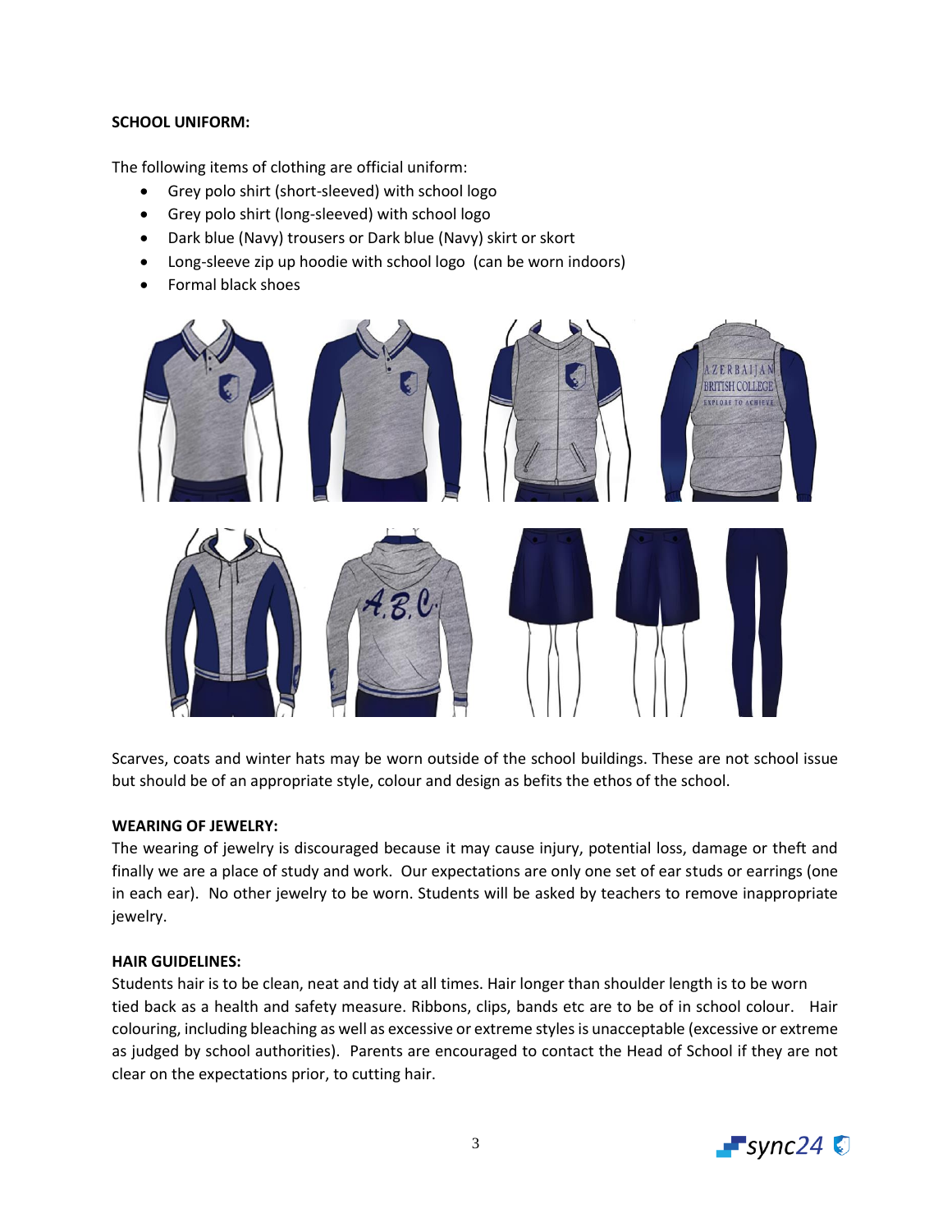**SCHOOL UNIFORM:**

The following items of clothing are official uniform:

- Grey polo shirt (short-sleeved) with school logo
- Grey polo shirt (long-sleeved) with school logo
- Dark blue (Navy) trousers or Dark blue (Navy) skirt or skort
- Long-sleeve zip up hoodie with school logo (can be worn indoors)
- Formal black shoes

Scarves, coats and winter hats may be worn outside of the school buildings. These are not school issue but should be of an appropriate style, colour and design as befits the ethos of the school.

**WEARING OF JEWELRY:**

The wearing of jewelry is discouraged because it may cause injury, potential loss, damage or theft and finally we are a place of study and work. Our expectations are only one set of ear studs or earrings (one in each ear). No other jewelry to be worn. Students will be asked by teachers to remove inappropriate jewelry.

**HAIR GUIDELINES:**

Students hair is to be clean, neat and tidy at all times. Hair longer than shoulder length is to be worn tied back as a health and safety measure. Ribbons, clips, bands etc are to be of in school colour. Hair colouring, including bleaching as well as excessive or extreme styles is unacceptable (excessive or extreme as judged by school authorities). Parents are encouraged to contact the Head of School if they are not clear on the expectations prior, to cutting hair.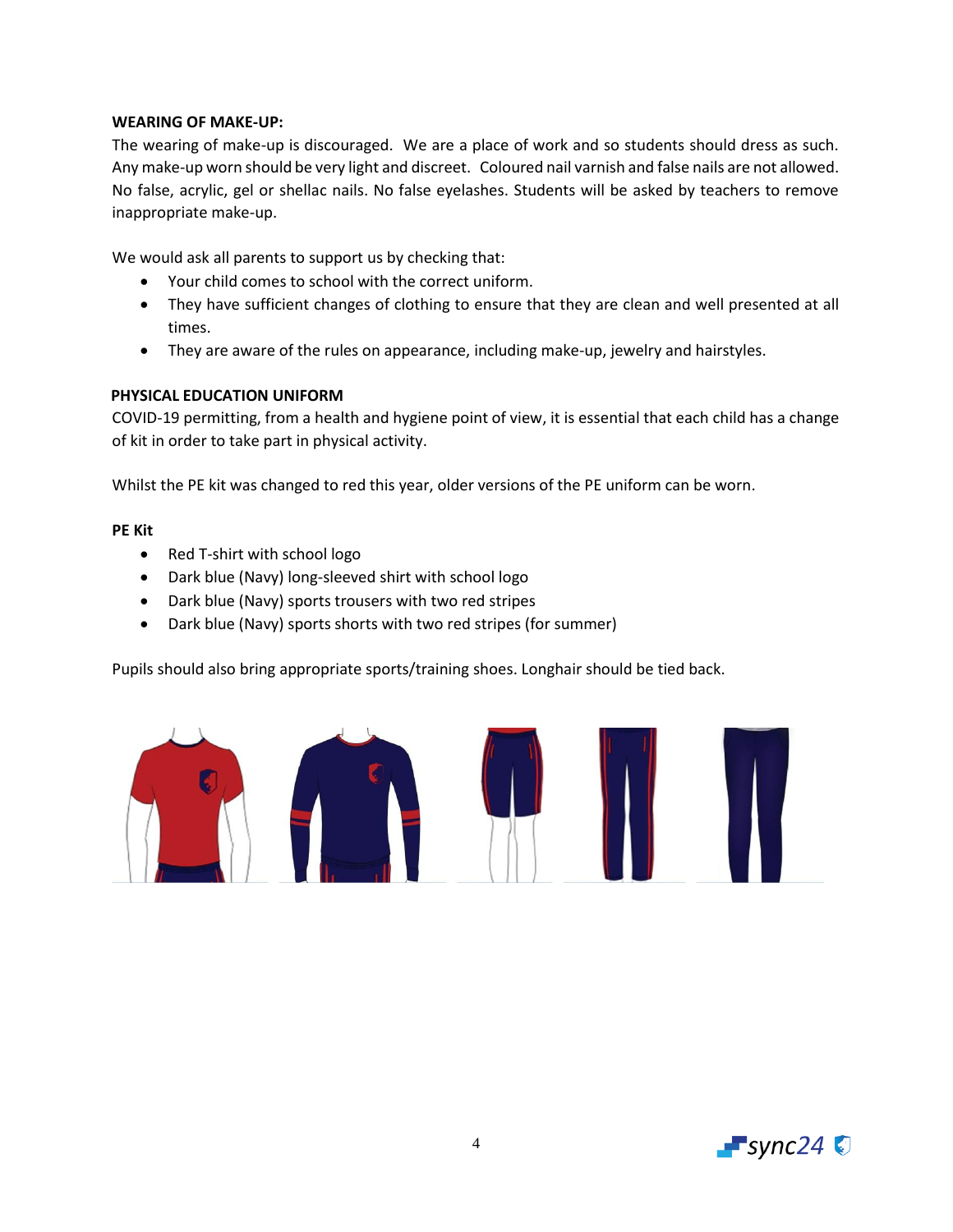**WEARING OF MAKE-UP:**

The wearing of make-up is discouraged. We are a place of work and so students should dress as such. Any make-up worn should be very light and discreet. Coloured nail varnish and false nails are not allowed. No false, acrylic, gel or shellac nails. No false eyelashes. Students will be asked by teachers to remove inappropriate make-up.

We would ask all parents to support us by checking that:

- Your child comes to school with the correct uniform.
- They have sufficient changes of clothing to ensure that they are clean and well presented at all times.
- They are aware of the rules on appearance, including make-up, jewelry and hairstyles.

**PHYSICAL EDUCATION UNIFORM**

COVID-19 permitting, from a health and hygiene point of view, it is essential that each child has a change of kit in order to take part in physical activity.

Whilst the PE kit was changed to red this year, older versions of the PE uniform can be worn.

**PE Kit**

- Red T-shirt with school logo
- Dark blue (Navy) long-sleeved shirt with school logo
- Dark blue (Navy) sports trousers with two red stripes
- Dark blue (Navy) sports shorts with two red stripes (for summer)

Pupils should also bring appropriate sports/training shoes. Longhair should be tied back.